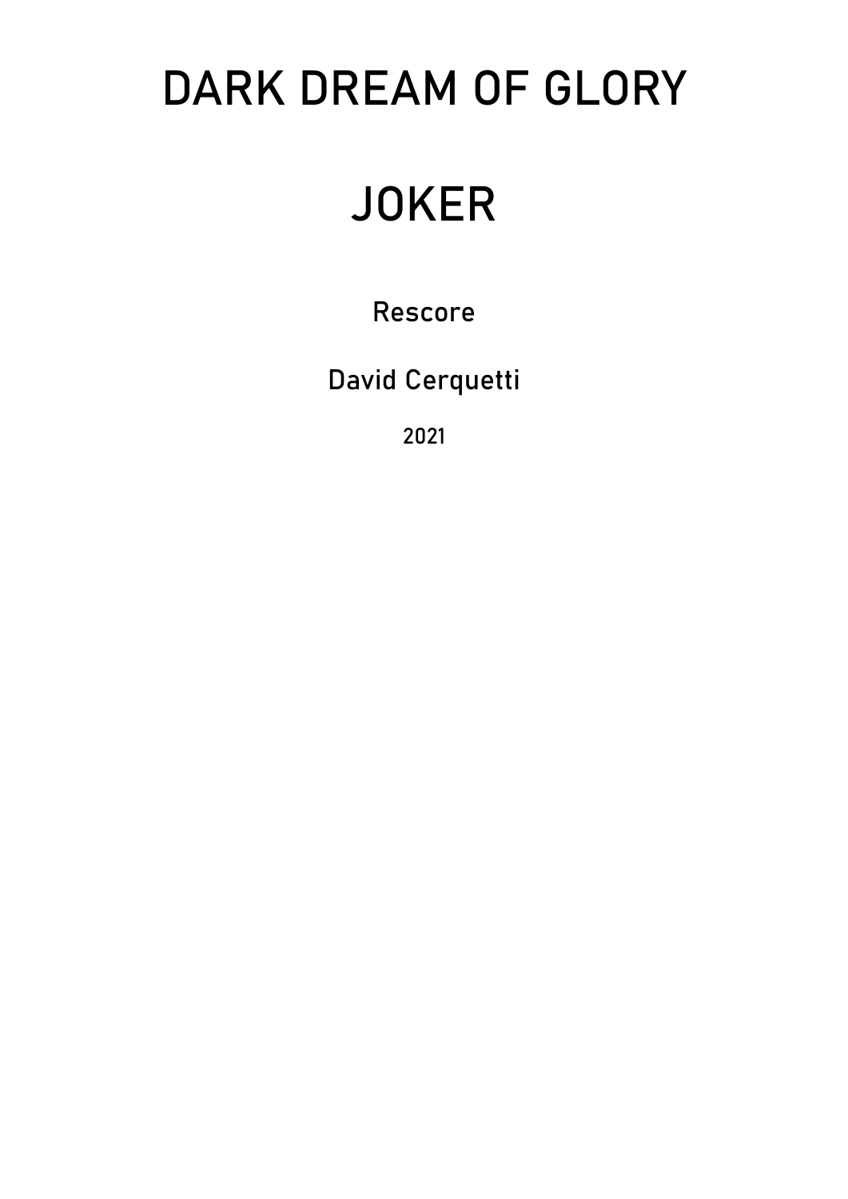# DARK DREAM OF GLORY

# JOKER

### Rescore

### David Cerquetti

2021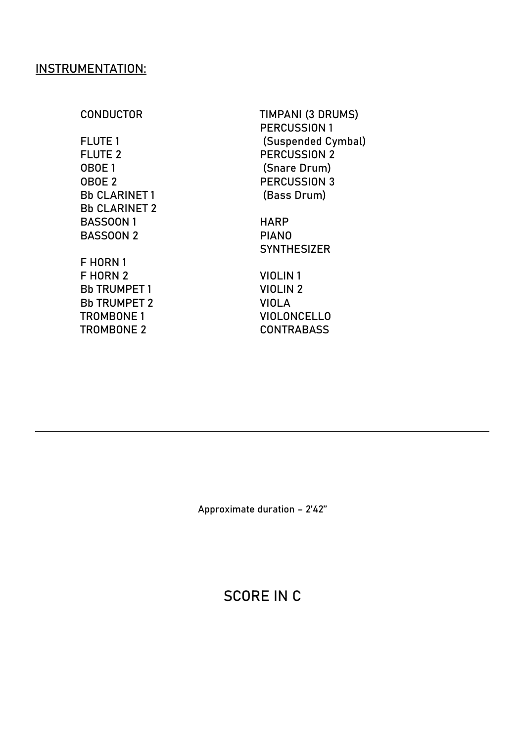## INSTRUMENTATION:

CONDUCTOR

FLUTE 1
FLUTE 2
OBOE 1
OBOE 2
Bb CLARINET 1
Bb CLARINET 2
BASSOON 1
BASSOON 2

F HORN 1
F HORN 2
Bb TRUMPET 1
Bb TRUMPET 2
TROMBONE 1
TROMBONE 2

TIMPANI (3 DRUMS)
PERCUSSION 1
 (Suspended Cymbal)
PERCUSSION 2
 (Snare Drum)
PERCUSSION 3
 (Bass Drum)

HARP
PIANO
SYNTHESIZER

VIOLIN 1
VIOLIN 2
VIOLA
VIOLONCELLO
CONTRABASS

---

Approximate duration – 2'42"

# SCORE IN C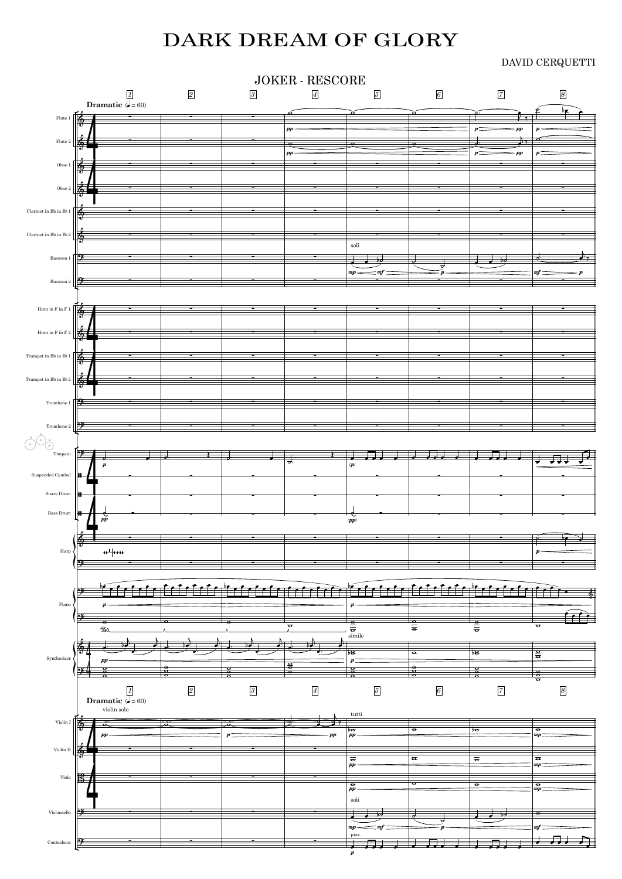# DARK DREAM OF GLORY

DAVID CERQUETTI

JOKER - RESCORE